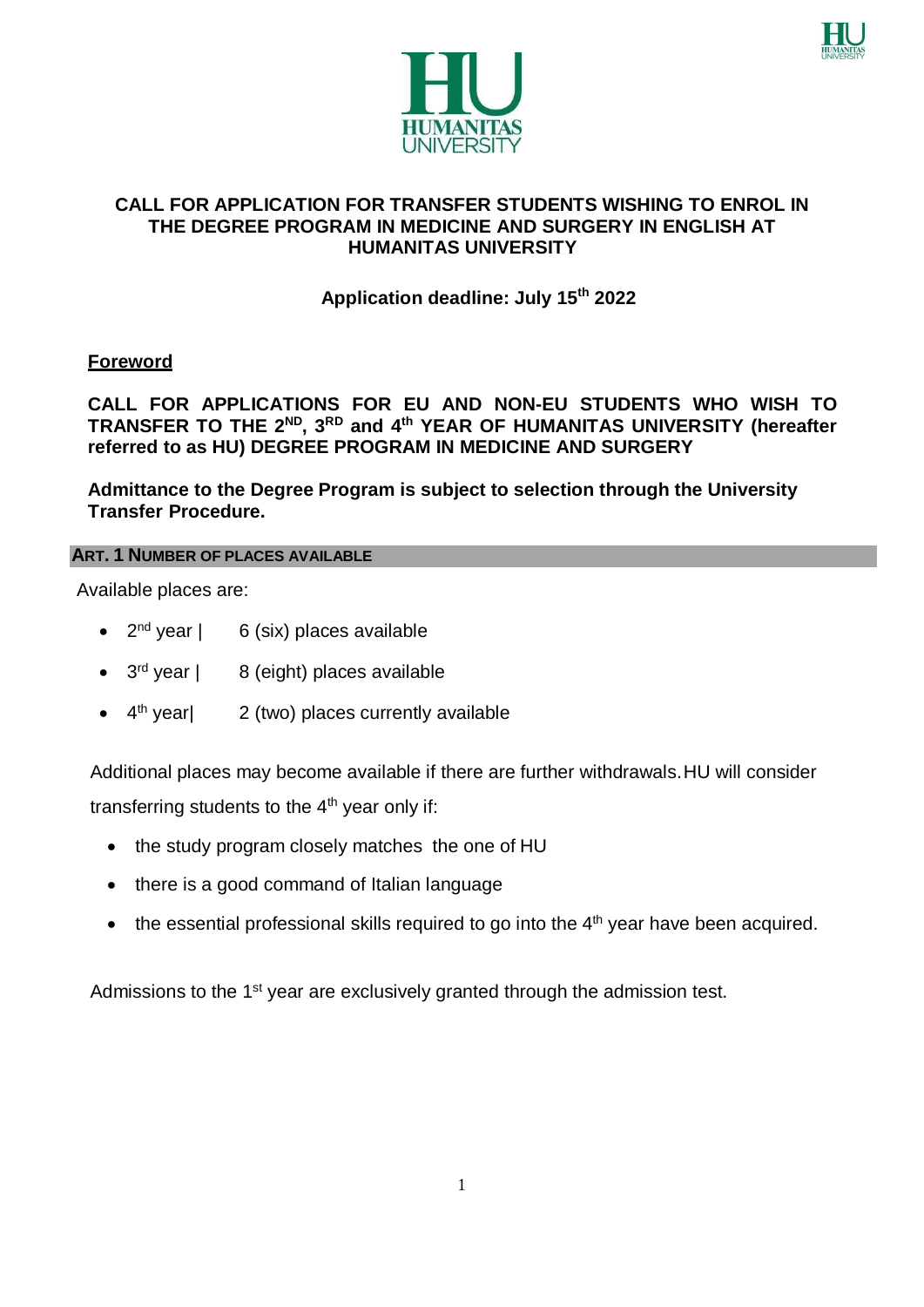**CALL FOR APPLICATION FOR TRANSFER STUDENTS WISHING TO ENROL IN THE DEGREE PROGRAM IN MEDICINE AND SURGERY IN ENGLISH AT HUMANITAS UNIVERSITY**

**Application deadline: July 15th 2022**

## Foreword

**CALL FOR APPLICATIONS FOR EU AND NON-EU STUDENTS WHO WISH TO TRANSFER TO THE 2ND, 3RD and 4th YEAR OF HUMANITAS UNIVERSITY (hereafter referred to as HU) DEGREE PROGRAM IN MEDICINE AND SURGERY**

**Admittance to the Degree Program is subject to selection through the University Transfer Procedure.**

## ART. 1 NUMBER OF PLACES AVAILABLE

Available places are:

- 2nd year | 6 (six) places available
- 3rd year | 8 (eight) places available
- 4th year| 2 (two) places currently available

Additional places may become available if there are further withdrawals. HU will consider transferring students to the 4th year only if:

- the study program closely matches the one of HU
- there is a good command of Italian language
- the essential professional skills required to go into the 4th year have been acquired.

Admissions to the 1st year are exclusively granted through the admission test.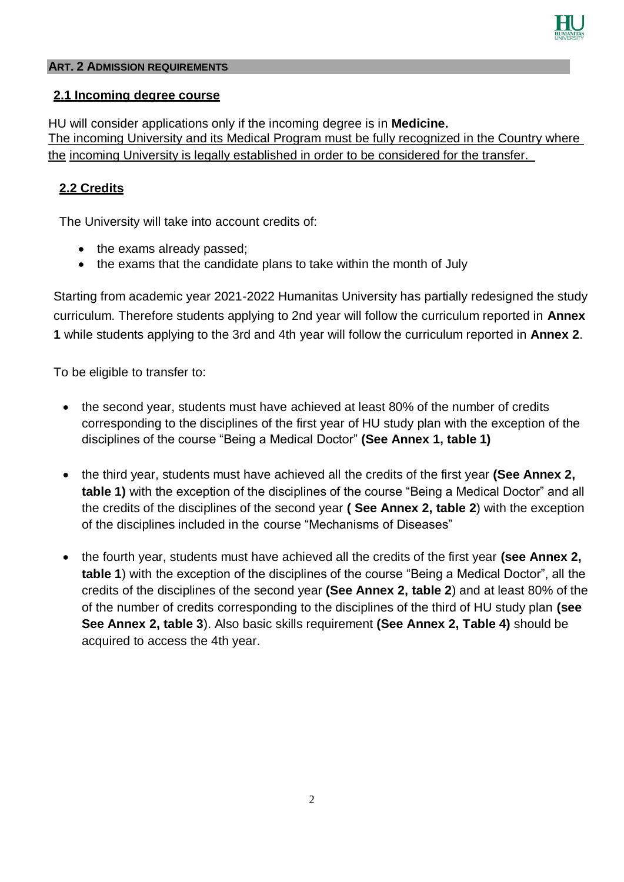## ART. 2 ADMISSION REQUIREMENTS

### 2.1 Incoming degree course

HU will consider applications only if the incoming degree is in **Medicine.**
The incoming University and its Medical Program must be fully recognized in the Country where the incoming University is legally established in order to be considered for the transfer.

### 2.2 Credits

The University will take into account credits of:

- the exams already passed;
- the exams that the candidate plans to take within the month of July

Starting from academic year 2021-2022 Humanitas University has partially redesigned the study curriculum. Therefore students applying to 2nd year will follow the curriculum reported in **Annex 1** while students applying to the 3rd and 4th year will follow the curriculum reported in **Annex 2**.

To be eligible to transfer to:

- the second year, students must have achieved at least 80% of the number of credits corresponding to the disciplines of the first year of HU study plan with the exception of the disciplines of the course "Being a Medical Doctor" **(See Annex 1, table 1)**
- the third year, students must have achieved all the credits of the first year **(See Annex 2, table 1)** with the exception of the disciplines of the course "Being a Medical Doctor" and all the credits of the disciplines of the second year **( See Annex 2, table 2**) with the exception of the disciplines included in the course "Mechanisms of Diseases"
- the fourth year, students must have achieved all the credits of the first year **(see Annex 2, table 1**) with the exception of the disciplines of the course "Being a Medical Doctor", all the credits of the disciplines of the second year **(See Annex 2, table 2**) and at least 80% of the of the number of credits corresponding to the disciplines of the third of HU study plan **(see See Annex 2, table 3**). Also basic skills requirement **(See Annex 2, Table 4)** should be acquired to access the 4th year.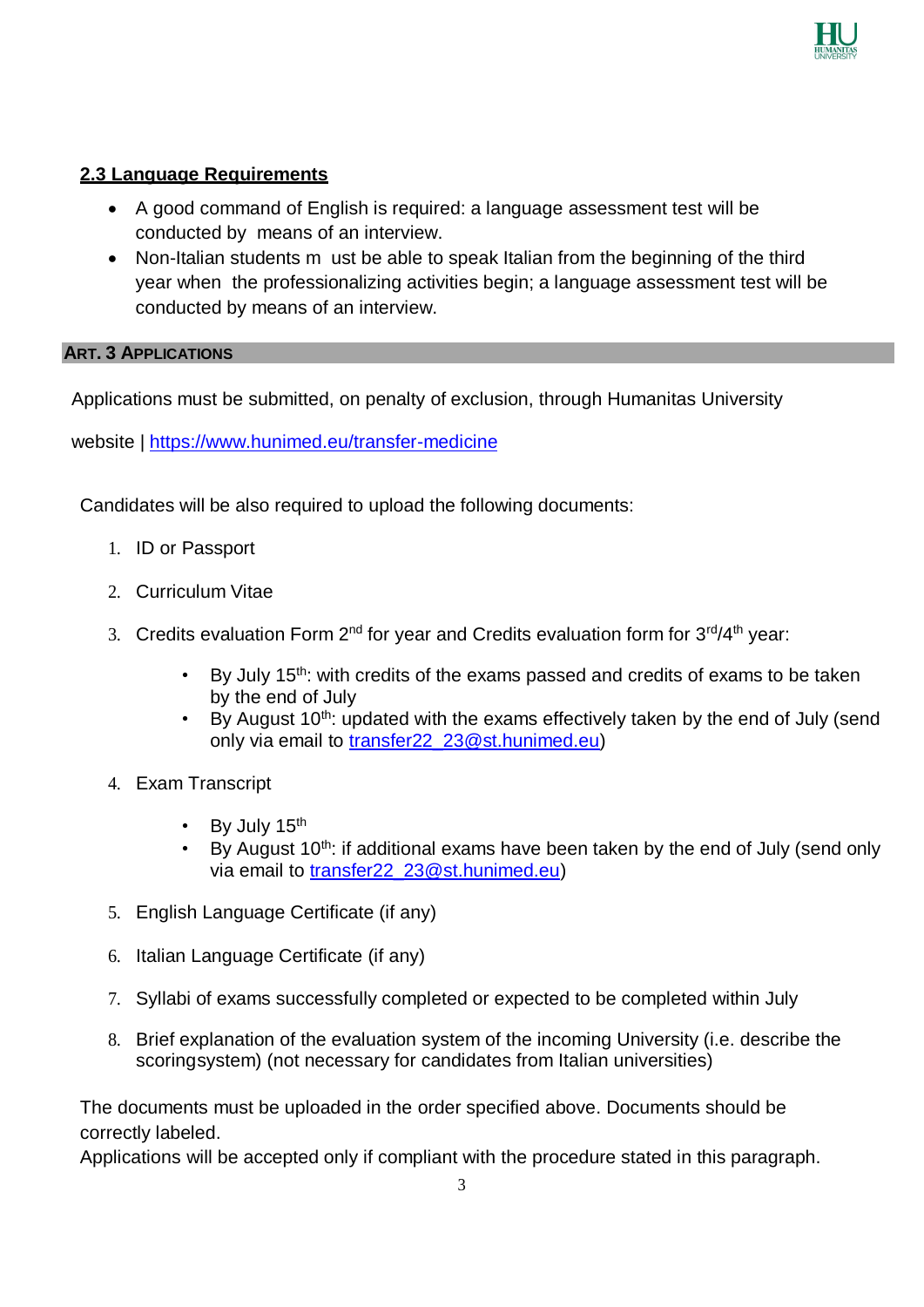### 2.3 Language Requirements

- A good command of English is required: a language assessment test will be conducted by means of an interview.
- Non-Italian students m ust be able to speak Italian from the beginning of the third year when the professionalizing activities begin; a language assessment test will be conducted by means of an interview.

## ART. 3 APPLICATIONS

Applications must be submitted, on penalty of exclusion, through Humanitas University

website | https://www.hunimed.eu/transfer-medicine

Candidates will be also required to upload the following documents:

1. ID or Passport
2. Curriculum Vitae
3. Credits evaluation Form 2nd for year and Credits evaluation form for 3rd/4th year:
   - By July 15th: with credits of the exams passed and credits of exams to be taken by the end of July
   - By August 10th: updated with the exams effectively taken by the end of July (send only via email to transfer22_23@st.hunimed.eu)
4. Exam Transcript
   - By July 15th
   - By August 10th: if additional exams have been taken by the end of July (send only via email to transfer22_23@st.hunimed.eu)
5. English Language Certificate (if any)
6. Italian Language Certificate (if any)
7. Syllabi of exams successfully completed or expected to be completed within July
8. Brief explanation of the evaluation system of the incoming University (i.e. describe the scoringsystem) (not necessary for candidates from Italian universities)

The documents must be uploaded in the order specified above. Documents should be correctly labeled.
Applications will be accepted only if compliant with the procedure stated in this paragraph.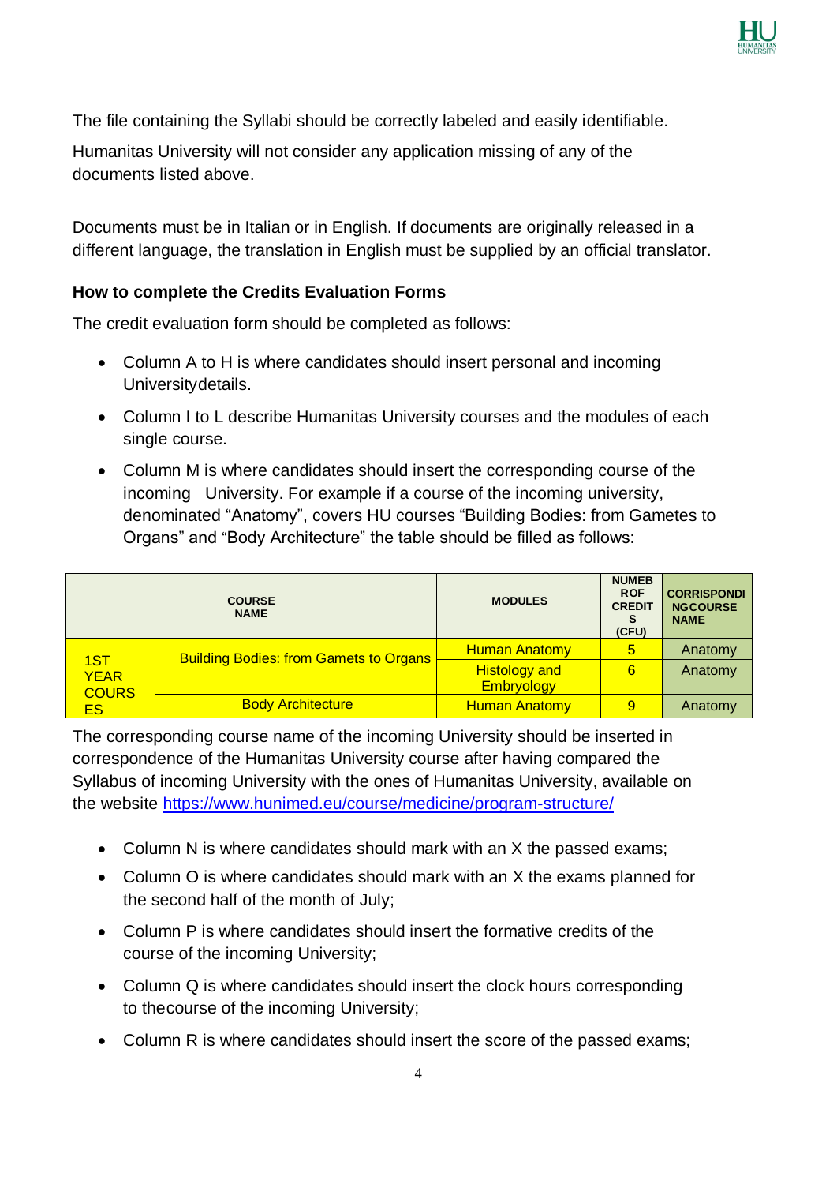The file containing the Syllabi should be correctly labeled and easily identifiable.

Humanitas University will not consider any application missing of any of the documents listed above.

Documents must be in Italian or in English. If documents are originally released in a different language, the translation in English must be supplied by an official translator.

### How to complete the Credits Evaluation Forms

The credit evaluation form should be completed as follows:

- Column A to H is where candidates should insert personal and incoming Universitydetails.
- Column I to L describe Humanitas University courses and the modules of each single course.
- Column M is where candidates should insert the corresponding course of the incoming University. For example if a course of the incoming university, denominated "Anatomy", covers HU courses "Building Bodies: from Gametes to Organs" and "Body Architecture" the table should be filled as follows:

| COURSE NAME | | MODULES | NUMEB ROF CREDIT S (CFU) | CORRISPONDI NGCOURSE NAME |
|---|---|---|---|---|
| 1ST YEAR COURS ES | Building Bodies: from Gamets to Organs | Human Anatomy | 5 | Anatomy |
| | | Histology and Embryology | 6 | Anatomy |
| | Body Architecture | Human Anatomy | 9 | Anatomy |

The corresponding course name of the incoming University should be inserted in correspondence of the Humanitas University course after having compared the Syllabus of incoming University with the ones of Humanitas University, available on the website https://www.hunimed.eu/course/medicine/program-structure/

- Column N is where candidates should mark with an X the passed exams;
- Column O is where candidates should mark with an X the exams planned for the second half of the month of July;
- Column P is where candidates should insert the formative credits of the course of the incoming University;
- Column Q is where candidates should insert the clock hours corresponding to thecourse of the incoming University;
- Column R is where candidates should insert the score of the passed exams;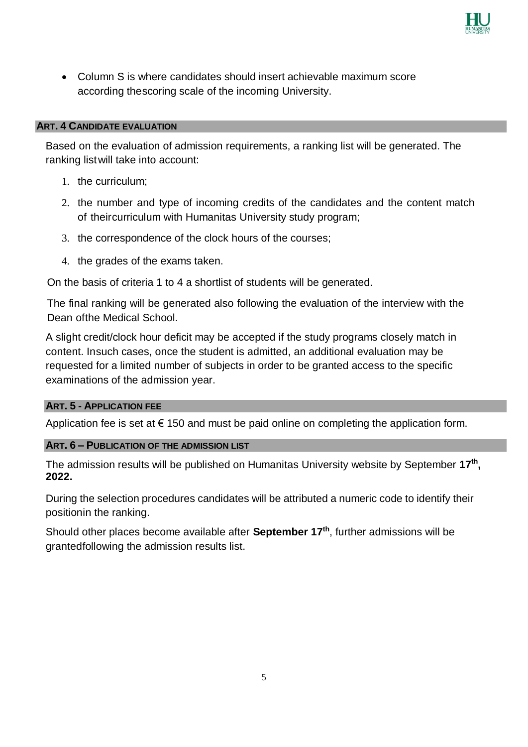- Column S is where candidates should insert achievable maximum score according thescoring scale of the incoming University.

## ART. 4 CANDIDATE EVALUATION

Based on the evaluation of admission requirements, a ranking list will be generated. The ranking listwill take into account:

1. the curriculum;
2. the number and type of incoming credits of the candidates and the content match of theircurriculum with Humanitas University study program;
3. the correspondence of the clock hours of the courses;
4. the grades of the exams taken.

On the basis of criteria 1 to 4 a shortlist of students will be generated.

The final ranking will be generated also following the evaluation of the interview with the Dean ofthe Medical School.

A slight credit/clock hour deficit may be accepted if the study programs closely match in content. Insuch cases, once the student is admitted, an additional evaluation may be requested for a limited number of subjects in order to be granted access to the specific examinations of the admission year.

## ART. 5 - APPLICATION FEE

Application fee is set at € 150 and must be paid online on completing the application form.

## ART. 6 – PUBLICATION OF THE ADMISSION LIST

The admission results will be published on Humanitas University website by September **17th, 2022.**

During the selection procedures candidates will be attributed a numeric code to identify their positionin the ranking.

Should other places become available after **September 17th**, further admissions will be grantedfollowing the admission results list.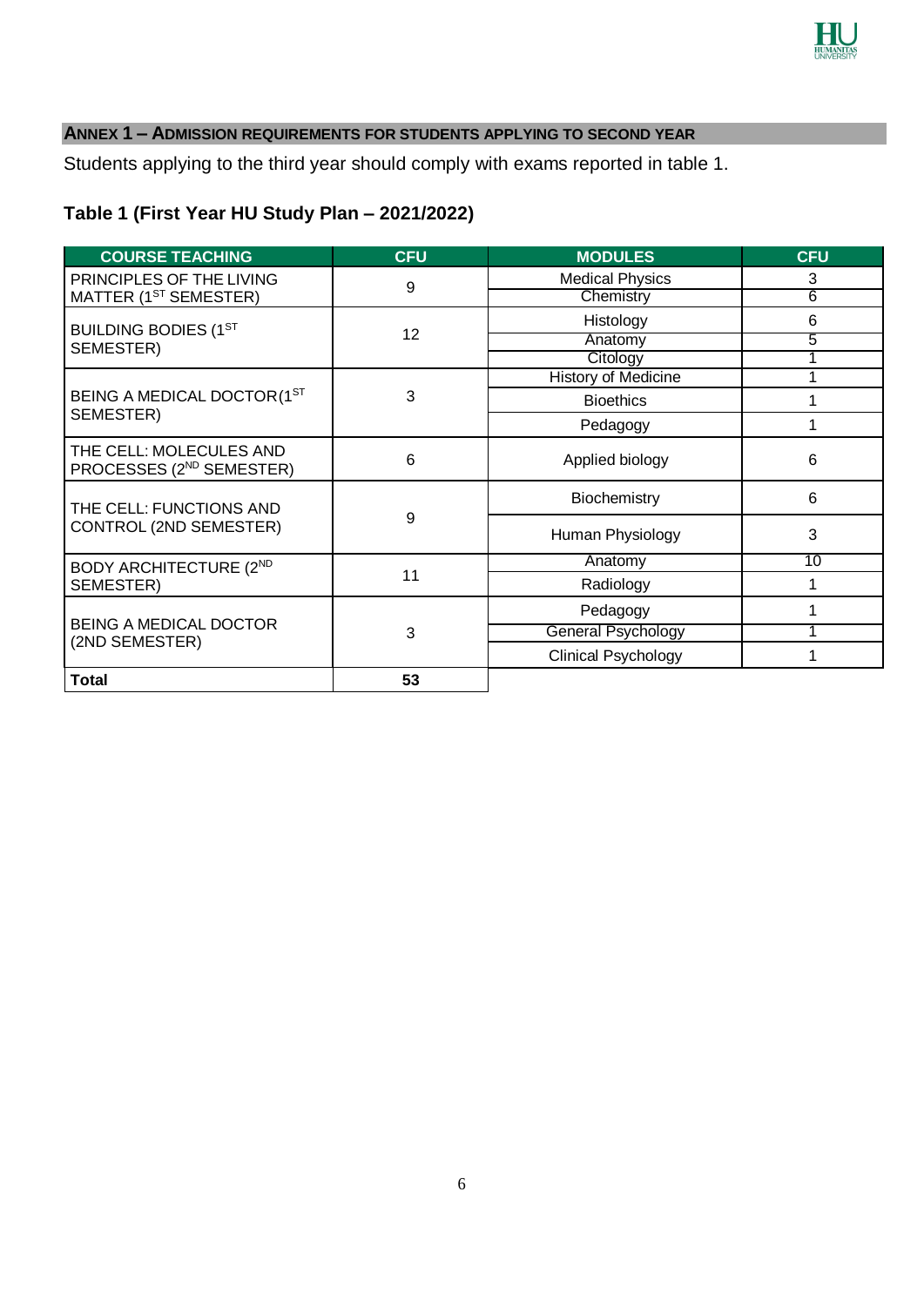## ANNEX 1 – ADMISSION REQUIREMENTS FOR STUDENTS APPLYING TO SECOND YEAR

Students applying to the third year should comply with exams reported in table 1.

### Table 1 (First Year HU Study Plan – 2021/2022)

| COURSE TEACHING | CFU | MODULES | CFU |
|---|---|---|---|
| PRINCIPLES OF THE LIVING MATTER (1ST SEMESTER) | 9 | Medical Physics | 3 |
| | | Chemistry | 6 |
| BUILDING BODIES (1ST SEMESTER) | 12 | Histology | 6 |
| | | Anatomy | 5 |
| | | Citology | 1 |
| BEING A MEDICAL DOCTOR(1ST SEMESTER) | 3 | History of Medicine | 1 |
| | | Bioethics | 1 |
| | | Pedagogy | 1 |
| THE CELL: MOLECULES AND PROCESSES (2ND SEMESTER) | 6 | Applied biology | 6 |
| THE CELL: FUNCTIONS AND CONTROL (2ND SEMESTER) | 9 | Biochemistry | 6 |
| | | Human Physiology | 3 |
| BODY ARCHITECTURE (2ND SEMESTER) | 11 | Anatomy | 10 |
| | | Radiology | 1 |
| BEING A MEDICAL DOCTOR (2ND SEMESTER) | 3 | Pedagogy | 1 |
| | | General Psychology | 1 |
| | | Clinical Psychology | 1 |
| **Total** | **53** | | |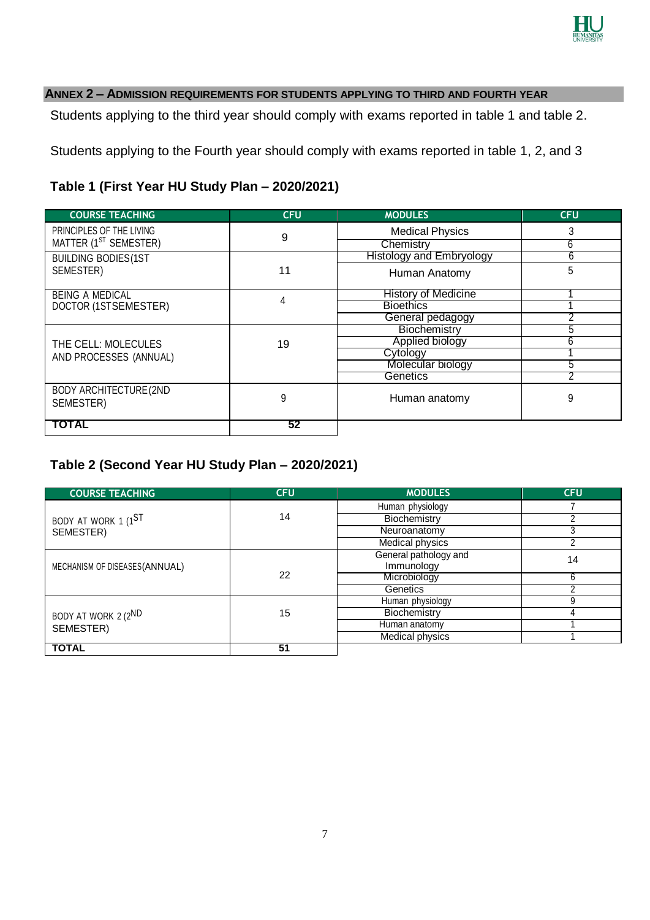## ANNEX 2 – ADMISSION REQUIREMENTS FOR STUDENTS APPLYING TO THIRD AND FOURTH YEAR

Students applying to the third year should comply with exams reported in table 1 and table 2.

Students applying to the Fourth year should comply with exams reported in table 1, 2, and 3

### Table 1 (First Year HU Study Plan – 2020/2021)

| COURSE TEACHING | CFU | MODULES | CFU |
|---|---|---|---|
| PRINCIPLES OF THE LIVING MATTER (1ST SEMESTER) | 9 | Medical Physics | 3 |
| | | Chemistry | 6 |
| BUILDING BODIES(1ST SEMESTER) | 11 | Histology and Embryology | 6 |
| | | Human Anatomy | 5 |
| BEING A MEDICAL DOCTOR (1STSEMESTER) | 4 | History of Medicine | 1 |
| | | Bioethics | 1 |
| | | General pedagogy | 2 |
| THE CELL: MOLECULES AND PROCESSES (ANNUAL) | 19 | Biochemistry | 5 |
| | | Applied biology | 6 |
| | | Cytology | 1 |
| | | Molecular biology | 5 |
| | | Genetics | 2 |
| BODY ARCHITECTURE(2ND SEMESTER) | 9 | Human anatomy | 9 |
| **TOTAL** | **52** | | |

### Table 2 (Second Year HU Study Plan – 2020/2021)

| COURSE TEACHING | CFU | MODULES | CFU |
|---|---|---|---|
| BODY AT WORK 1 (1ST SEMESTER) | 14 | Human physiology | 7 |
| | | Biochemistry | 2 |
| | | Neuroanatomy | 3 |
| | | Medical physics | 2 |
| MECHANISM OF DISEASES(ANNUAL) | 22 | General pathology and Immunology | 14 |
| | | Microbiology | 6 |
| | | Genetics | 2 |
| BODY AT WORK 2 (2ND SEMESTER) | 15 | Human physiology | 9 |
| | | Biochemistry | 4 |
| | | Human anatomy | 1 |
| | | Medical physics | 1 |
| **TOTAL** | **51** | | |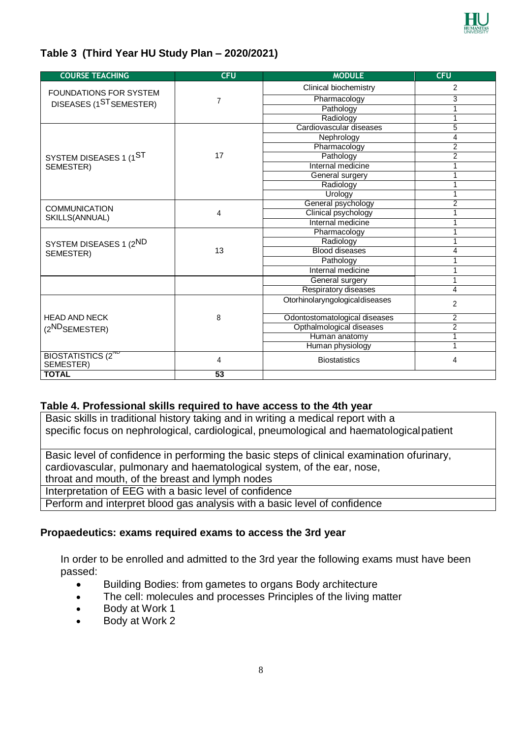### Table 3 (Third Year HU Study Plan – 2020/2021)

| COURSE TEACHING | CFU | MODULE | CFU |
|---|---|---|---|
| FOUNDATIONS FOR SYSTEM DISEASES (1ST SEMESTER) | 7 | Clinical biochemistry | 2 |
| | | Pharmacology | 3 |
| | | Pathology | 1 |
| | | Radiology | 1 |
| SYSTEM DISEASES 1 (1ST SEMESTER) | 17 | Cardiovascular diseases | 5 |
| | | Nephrology | 4 |
| | | Pharmacology | 2 |
| | | Pathology | 2 |
| | | Internal medicine | 1 |
| | | General surgery | 1 |
| | | Radiology | 1 |
| | | Urology | 1 |
| COMMUNICATION SKILLS(ANNUAL) | 4 | General psychology | 2 |
| | | Clinical psychology | 1 |
| | | Internal medicine | 1 |
| SYSTEM DISEASES 1 (2ND SEMESTER) | 13 | Pharmacology | 1 |
| | | Radiology | 1 |
| | | Blood diseases | 4 |
| | | Pathology | 1 |
| | | Internal medicine | 1 |
| | | General surgery | 1 |
| | | Respiratory diseases | 4 |
| HEAD AND NECK (2NDSEMESTER) | 8 | Otorhinolaryngologicaldiseases | 2 |
| | | Odontostomatological diseases | 2 |
| | | Opthalmological diseases | 2 |
| | | Human anatomy | 1 |
| | | Human physiology | 1 |
| BIOSTATISTICS (2ND SEMESTER) | 4 | Biostatistics | 4 |
| **TOTAL** | **53** | | |

### Table 4. Professional skills required to have access to the 4th year

| |
|---|
| Basic skills in traditional history taking and in writing a medical report with a specific focus on nephrological, cardiological, pneumological and haematologicalpatient |
| Basic level of confidence in performing the basic steps of clinical examination ofurinary, cardiovascular, pulmonary and haematological system, of the ear, nose, throat and mouth, of the breast and lymph nodes |
| Interpretation of EEG with a basic level of confidence |
| Perform and interpret blood gas analysis with a basic level of confidence |

### Propaedeutics: exams required exams to access the 3rd year

In order to be enrolled and admitted to the 3rd year the following exams must have been passed:

- Building Bodies: from gametes to organs Body architecture
- The cell: molecules and processes Principles of the living matter
- Body at Work 1
- Body at Work 2